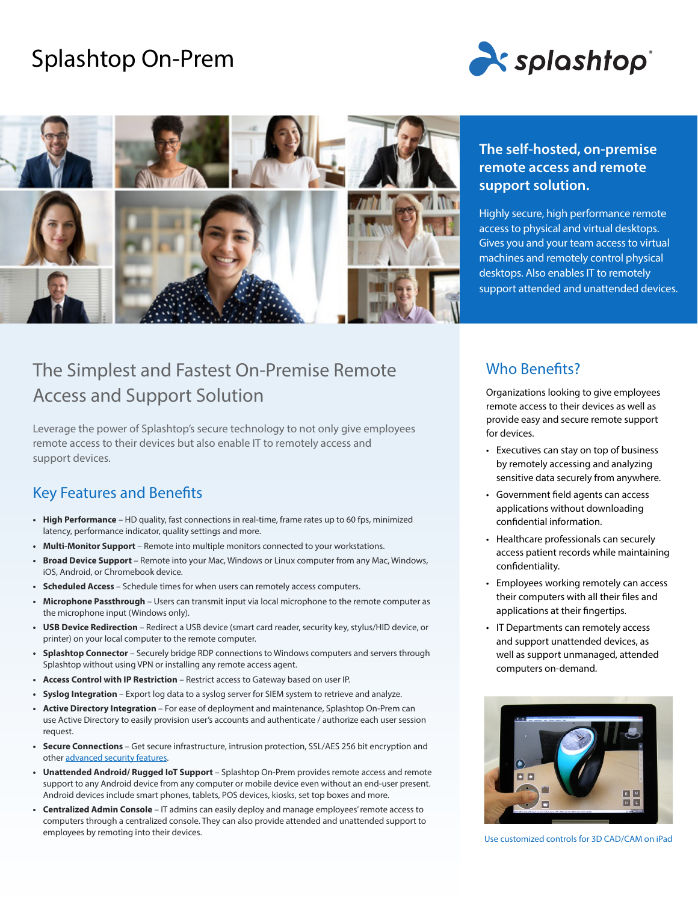# Splashtop On-Prem

## The self-hosted, on-premise remote access and remote support solution.

Highly secure, high performance remote access to physical and virtual desktops. Gives you and your team access to virtual machines and remotely control physical desktops. Also enables IT to remotely support attended and unattended devices.

## The Simplest and Fastest On-Premise Remote Access and Support Solution

Leverage the power of Splashtop's secure technology to not only give employees remote access to their devices but also enable IT to remotely access and support devices.

### Key Features and Benefits

- **High Performance** – HD quality, fast connections in real-time, frame rates up to 60 fps, minimized latency, performance indicator, quality settings and more.
- **Multi-Monitor Support** – Remote into multiple monitors connected to your workstations.
- **Broad Device Support** – Remote into your Mac, Windows or Linux computer from any Mac, Windows, iOS, Android, or Chromebook device.
- **Scheduled Access** – Schedule times for when users can remotely access computers.
- **Microphone Passthrough** – Users can transmit input via local microphone to the remote computer as the microphone input (Windows only).
- **USB Device Redirection** – Redirect a USB device (smart card reader, security key, stylus/HID device, or printer) on your local computer to the remote computer.
- **Splashtop Connector** – Securely bridge RDP connections to Windows computers and servers through Splashtop without using VPN or installing any remote access agent.
- **Access Control with IP Restriction** – Restrict access to Gateway based on user IP.
- **Syslog Integration** – Export log data to a syslog server for SIEM system to retrieve and analyze.
- **Active Directory Integration** – For ease of deployment and maintenance, Splashtop On-Prem can use Active Directory to easily provision user's accounts and authenticate / authorize each user session request.
- **Secure Connections** – Get secure infrastructure, intrusion protection, SSL/AES 256 bit encryption and other advanced security features.
- **Unattended Android/ Rugged IoT Support** – Splashtop On-Prem provides remote access and remote support to any Android device from any computer or mobile device even without an end-user present. Android devices include smart phones, tablets, POS devices, kiosks, set top boxes and more.
- **Centralized Admin Console** – IT admins can easily deploy and manage employees' remote access to computers through a centralized console. They can also provide attended and unattended support to employees by remoting into their devices.

## Who Benefits?

Organizations looking to give employees remote access to their devices as well as provide easy and secure remote support for devices.

- Executives can stay on top of business by remotely accessing and analyzing sensitive data securely from anywhere.
- Government field agents can access applications without downloading confidential information.
- Healthcare professionals can securely access patient records while maintaining confidentiality.
- Employees working remotely can access their computers with all their files and applications at their fingertips.
- IT Departments can remotely access and support unattended devices, as well as support unmanaged, attended computers on-demand.

Use customized controls for 3D CAD/CAM on iPad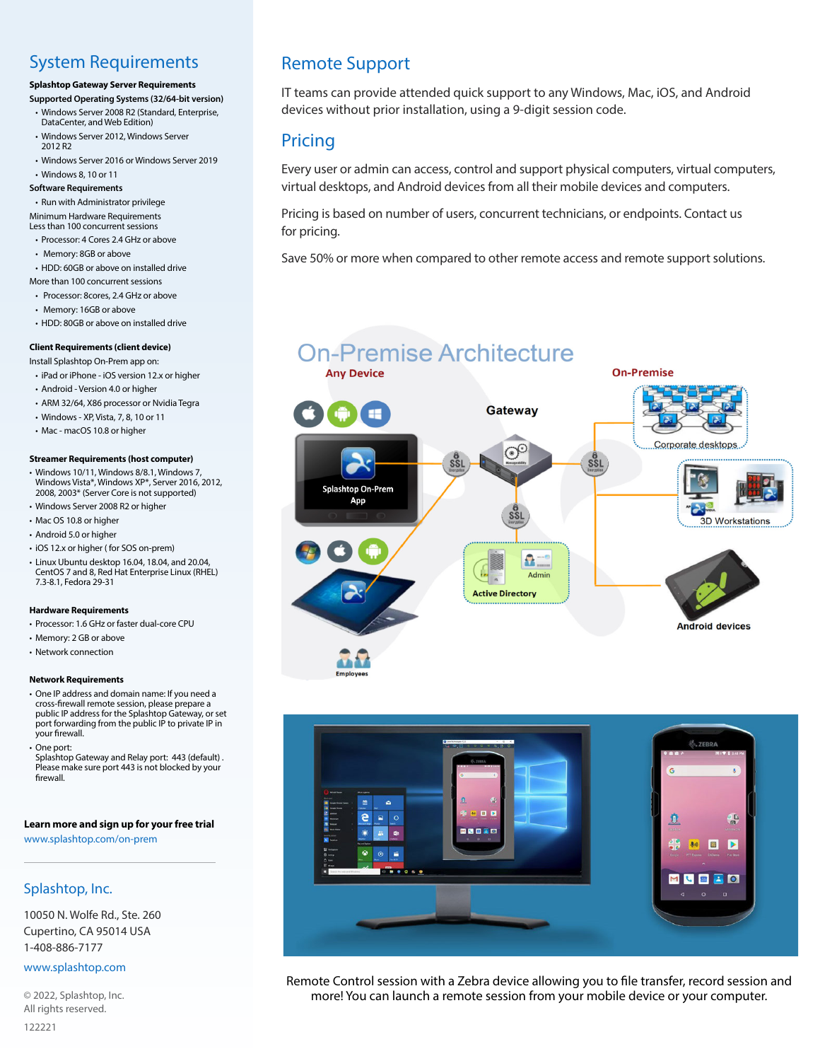## System Requirements

**Splashtop Gateway Server Requirements**

**Supported Operating Systems (32/64-bit version)**

- Windows Server 2008 R2 (Standard, Enterprise, DataCenter, and Web Edition)
- Windows Server 2012, Windows Server 2012 R2
- Windows Server 2016 or Windows Server 2019
- Windows 8, 10 or 11

**Software Requirements**

- Run with Administrator privilege

Minimum Hardware Requirements
Less than 100 concurrent sessions

- Processor: 4 Cores 2.4 GHz or above
- Memory: 8GB or above
- HDD: 60GB or above on installed drive

More than 100 concurrent sessions

- Processor: 8cores, 2.4 GHz or above
- Memory: 16GB or above
- HDD: 80GB or above on installed drive

**Client Requirements (client device)**

Install Splashtop On-Prem app on:

- iPad or iPhone - iOS version 12.x or higher
- Android - Version 4.0 or higher
- ARM 32/64, X86 processor or Nvidia Tegra
- Windows - XP, Vista, 7, 8, 10 or 11
- Mac - macOS 10.8 or higher

**Streamer Requirements (host computer)**

- Windows 10/11, Windows 8/8.1, Windows 7, Windows Vista*, Windows XP*, Server 2016, 2012, 2008, 2003* (Server Core is not supported)
- Windows Server 2008 R2 or higher
- Mac OS 10.8 or higher
- Android 5.0 or higher
- iOS 12.x or higher ( for SOS on-prem)
- Linux Ubuntu desktop 16.04, 18.04, and 20.04, CentOS 7 and 8, Red Hat Enterprise Linux (RHEL) 7.3-8.1, Fedora 29-31

**Hardware Requirements**

- Processor: 1.6 GHz or faster dual-core CPU
- Memory: 2 GB or above
- Network connection

**Network Requirements**

- One IP address and domain name: If you need a cross-firewall remote session, please prepare a public IP address for the Splashtop Gateway, or set port forwarding from the public IP to private IP in your firewall.
- One port:
  Splashtop Gateway and Relay port: 443 (default) . Please make sure port 443 is not blocked by your firewall.

**Learn more and sign up for your free trial**
www.splashtop.com/on-prem

## Splashtop, Inc.

10050 N. Wolfe Rd., Ste. 260
Cupertino, CA 95014 USA
1-408-886-7177

www.splashtop.com

© 2022, Splashtop, Inc.
All rights reserved.

122221

## Remote Support

IT teams can provide attended quick support to any Windows, Mac, iOS, and Android devices without prior installation, using a 9-digit session code.

## Pricing

Every user or admin can access, control and support physical computers, virtual computers, virtual desktops, and Android devices from all their mobile devices and computers.

Pricing is based on number of users, concurrent technicians, or endpoints. Contact us for pricing.

Save 50% or more when compared to other remote access and remote support solutions.

On-Premise Architecture

Any Device

On-Premise

Gateway

Splashtop On-Prem App

Corporate desktops

3D Workstations

Admin

Active Directory

Android devices

Employees

Remote Control session with a Zebra device allowing you to file transfer, record session and more! You can launch a remote session from your mobile device or your computer.